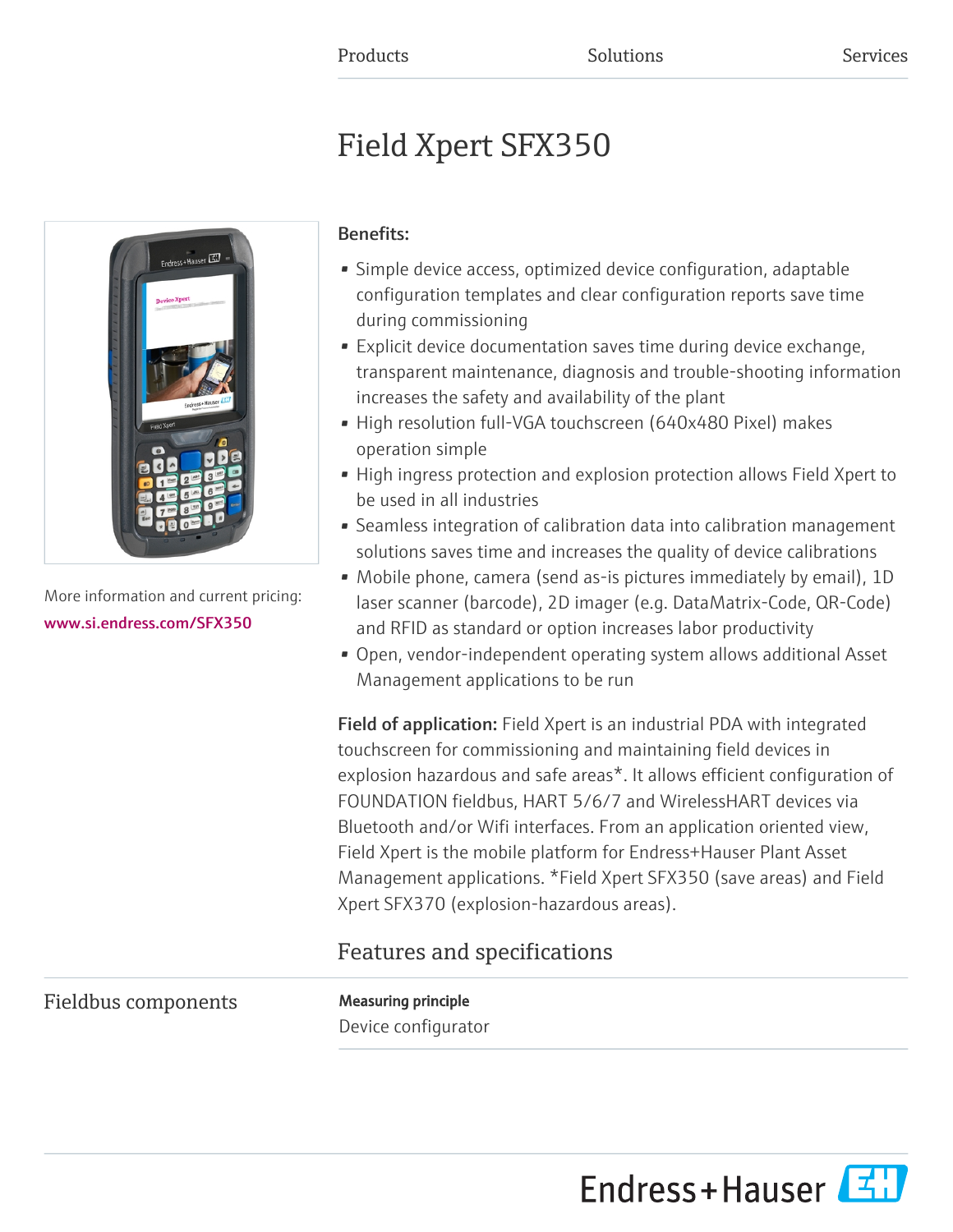Products Solutions Services

# Field Xpert SFX350

More information and current pricing:
www.si.endress.com/SFX350

**Benefits:**

- Simple device access, optimized device configuration, adaptable configuration templates and clear configuration reports save time during commissioning
- Explicit device documentation saves time during device exchange, transparent maintenance, diagnosis and trouble-shooting information increases the safety and availability of the plant
- High resolution full-VGA touchscreen (640x480 Pixel) makes operation simple
- High ingress protection and explosion protection allows Field Xpert to be used in all industries
- Seamless integration of calibration data into calibration management solutions saves time and increases the quality of device calibrations
- Mobile phone, camera (send as-is pictures immediately by email), 1D laser scanner (barcode), 2D imager (e.g. DataMatrix-Code, QR-Code) and RFID as standard or option increases labor productivity
- Open, vendor-independent operating system allows additional Asset Management applications to be run

**Field of application:** Field Xpert is an industrial PDA with integrated touchscreen for commissioning and maintaining field devices in explosion hazardous and safe areas*. It allows efficient configuration of FOUNDATION fieldbus, HART 5/6/7 and WirelessHART devices via Bluetooth and/or Wifi interfaces. From an application oriented view, Field Xpert is the mobile platform for Endress+Hauser Plant Asset Management applications. *Field Xpert SFX350 (save areas) and Field Xpert SFX370 (explosion-hazardous areas).

## Features and specifications

### Fieldbus components

**Measuring principle**

Device configurator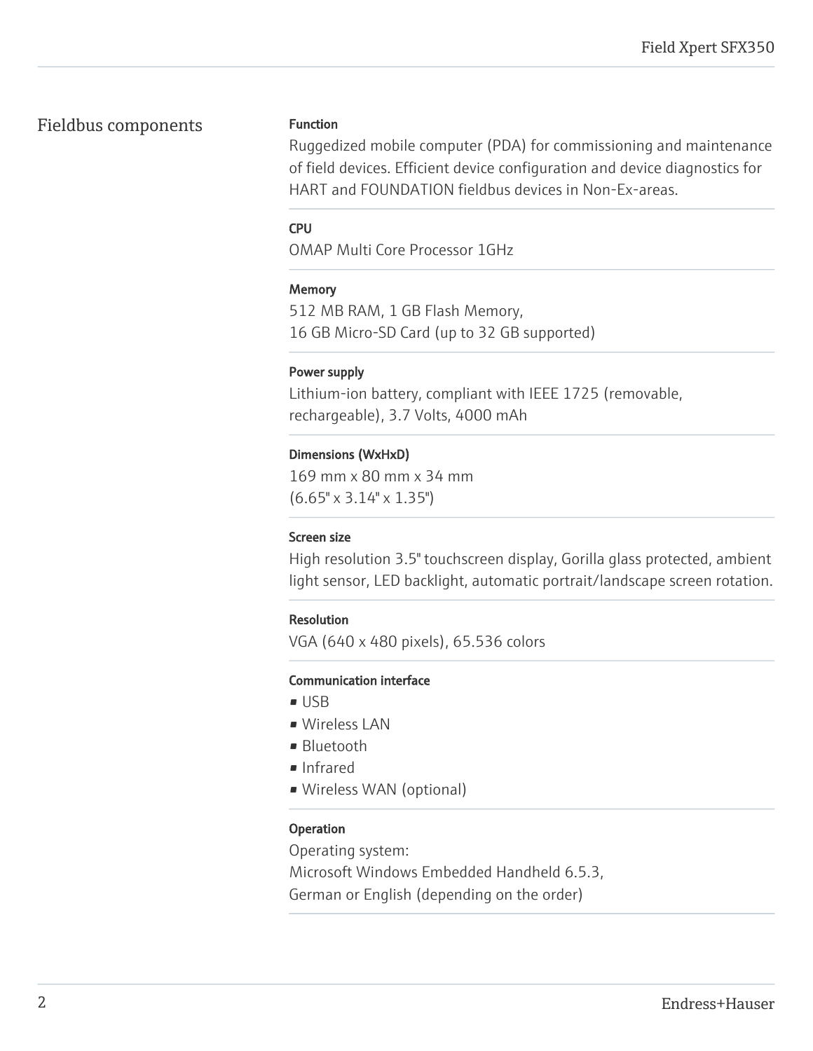## Fieldbus components

### Function

Ruggedized mobile computer (PDA) for commissioning and maintenance of field devices. Efficient device configuration and device diagnostics for HART and FOUNDATION fieldbus devices in Non-Ex-areas.

### CPU

OMAP Multi Core Processor 1GHz

### Memory

512 MB RAM, 1 GB Flash Memory,
16 GB Micro-SD Card (up to 32 GB supported)

### Power supply

Lithium-ion battery, compliant with IEEE 1725 (removable, rechargeable), 3.7 Volts, 4000 mAh

### Dimensions (WxHxD)

169 mm x 80 mm x 34 mm
(6.65" x 3.14" x 1.35")

### Screen size

High resolution 3.5" touchscreen display, Gorilla glass protected, ambient light sensor, LED backlight, automatic portrait/landscape screen rotation.

### Resolution

VGA (640 x 480 pixels), 65.536 colors

### Communication interface

- USB
- Wireless LAN
- Bluetooth
- Infrared
- Wireless WAN (optional)

### Operation

Operating system:
Microsoft Windows Embedded Handheld 6.5.3,
German or English (depending on the order)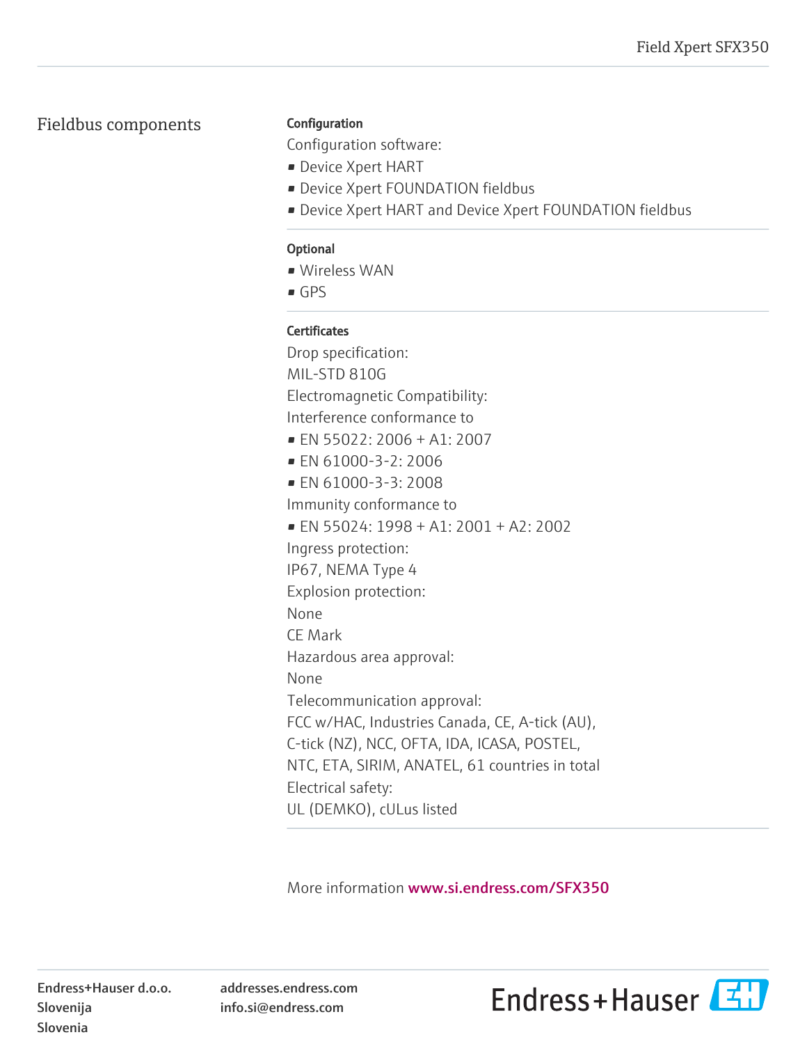## Fieldbus components

**Configuration**

Configuration software:

- Device Xpert HART
- Device Xpert FOUNDATION fieldbus
- Device Xpert HART and Device Xpert FOUNDATION fieldbus

**Optional**

- Wireless WAN
- GPS

**Certificates**

Drop specification:
MIL-STD 810G
Electromagnetic Compatibility:
Interference conformance to

- EN 55022: 2006 + A1: 2007
- EN 61000-3-2: 2006
- EN 61000-3-3: 2008

Immunity conformance to

- EN 55024: 1998 + A1: 2001 + A2: 2002

Ingress protection:
IP67, NEMA Type 4
Explosion protection:
None
CE Mark
Hazardous area approval:
None
Telecommunication approval:
FCC w/HAC, Industries Canada, CE, A-tick (AU), C-tick (NZ), NCC, OFTA, IDA, ICASA, POSTEL, NTC, ETA, SIRIM, ANATEL, 61 countries in total
Electrical safety:
UL (DEMKO), cULus listed

More information **www.si.endress.com/SFX350**

**Endress+Hauser d.o.o.**
**Slovenija**
**Slovenia**

**addresses.endress.com**
**info.si@endress.com**